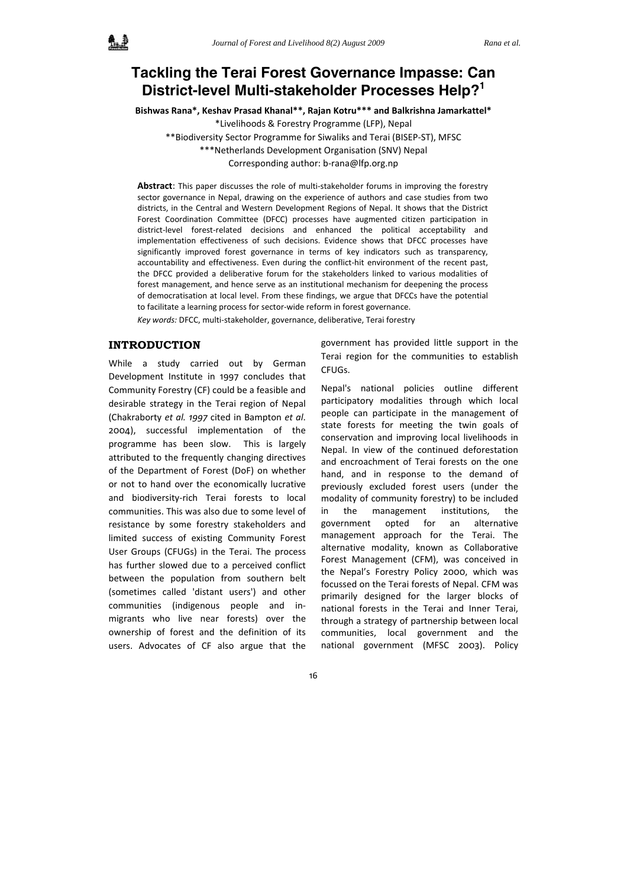# Tackling the Terai Forest Governance Impasse: Can District-level Multi-stakeholder Processes Help?[1]

**Bishwas Rana\*, Keshav Prasad Khanal\*\*, Rajan Kotru\*\*\* and Balkrishna Jamarkattel\***

\*Livelihoods & Forestry Programme (LFP), Nepal

\*\*Biodiversity Sector Programme for Siwaliks and Terai (BISEP-ST), MFSC

\*\*\*Netherlands Development Organisation (SNV) Nepal

Corresponding author: b-rana@lfp.org.np

**Abstract**: This paper discusses the role of multi-stakeholder forums in improving the forestry sector governance in Nepal, drawing on the experience of authors and case studies from two districts, in the Central and Western Development Regions of Nepal. It shows that the District Forest Coordination Committee (DFCC) processes have augmented citizen participation in district-level forest-related decisions and enhanced the political acceptability and implementation effectiveness of such decisions. Evidence shows that DFCC processes have significantly improved forest governance in terms of key indicators such as transparency, accountability and effectiveness. Even during the conflict-hit environment of the recent past, the DFCC provided a deliberative forum for the stakeholders linked to various modalities of forest management, and hence serve as an institutional mechanism for deepening the process of democratisation at local level. From these findings, we argue that DFCCs have the potential to facilitate a learning process for sector-wide reform in forest governance.

*Key words:* DFCC, multi-stakeholder, governance, deliberative, Terai forestry

## INTRODUCTION

While a study carried out by German Development Institute in 1997 concludes that Community Forestry (CF) could be a feasible and desirable strategy in the Terai region of Nepal (Chakraborty *et al. 1997* cited in Bampton *et al*. 2004), successful implementation of the programme has been slow. This is largely attributed to the frequently changing directives of the Department of Forest (DoF) on whether or not to hand over the economically lucrative and biodiversity-rich Terai forests to local communities. This was also due to some level of resistance by some forestry stakeholders and limited success of existing Community Forest User Groups (CFUGs) in the Terai. The process has further slowed due to a perceived conflict between the population from southern belt (sometimes called 'distant users') and other communities (indigenous people and in-migrants who live near forests) over the ownership of forest and the definition of its users. Advocates of CF also argue that the government has provided little support in the Terai region for the communities to establish CFUGs.

Nepal's national policies outline different participatory modalities through which local people can participate in the management of state forests for meeting the twin goals of conservation and improving local livelihoods in Nepal. In view of the continued deforestation and encroachment of Terai forests on the one hand, and in response to the demand of previously excluded forest users (under the modality of community forestry) to be included in the management institutions, the government opted for an alternative management approach for the Terai. The alternative modality, known as Collaborative Forest Management (CFM), was conceived in the Nepal's Forestry Policy 2000, which was focussed on the Terai forests of Nepal. CFM was primarily designed for the larger blocks of national forests in the Terai and Inner Terai, through a strategy of partnership between local communities, local government and the national government (MFSC 2003). Policy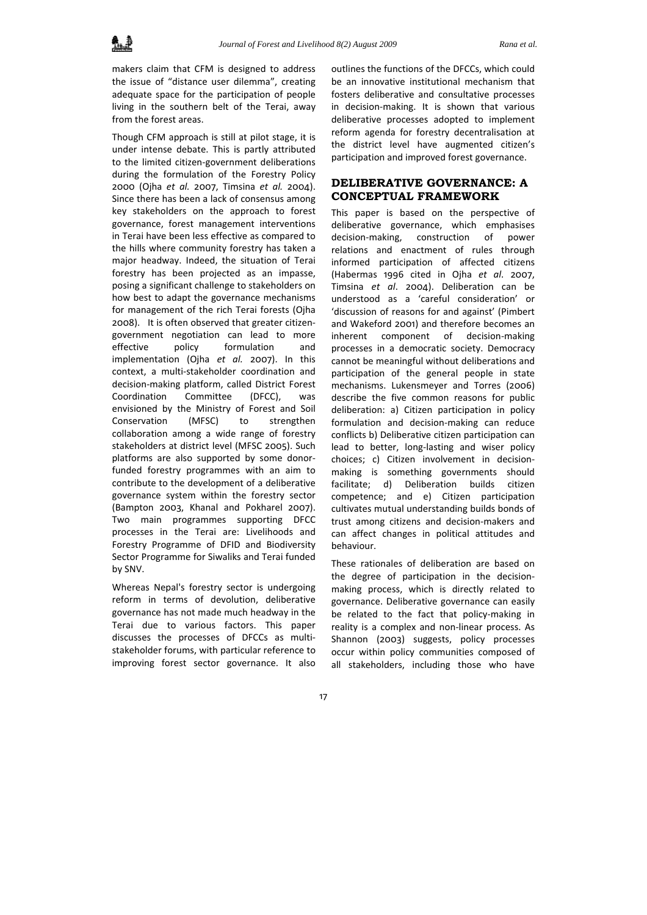makers claim that CFM is designed to address the issue of "distance user dilemma", creating adequate space for the participation of people living in the southern belt of the Terai, away from the forest areas.

Though CFM approach is still at pilot stage, it is under intense debate. This is partly attributed to the limited citizen-government deliberations during the formulation of the Forestry Policy 2000 (Ojha *et al.* 2007, Timsina *et al.* 2004). Since there has been a lack of consensus among key stakeholders on the approach to forest governance, forest management interventions in Terai have been less effective as compared to the hills where community forestry has taken a major headway. Indeed, the situation of Terai forestry has been projected as an impasse, posing a significant challenge to stakeholders on how best to adapt the governance mechanisms for management of the rich Terai forests (Ojha 2008). It is often observed that greater citizen-government negotiation can lead to more effective policy formulation and implementation (Ojha *et al.* 2007). In this context, a multi-stakeholder coordination and decision-making platform, called District Forest Coordination Committee (DFCC), was envisioned by the Ministry of Forest and Soil Conservation (MFSC) to strengthen collaboration among a wide range of forestry stakeholders at district level (MFSC 2005). Such platforms are also supported by some donor-funded forestry programmes with an aim to contribute to the development of a deliberative governance system within the forestry sector (Bampton 2003, Khanal and Pokharel 2007). Two main programmes supporting DFCC processes in the Terai are: Livelihoods and Forestry Programme of DFID and Biodiversity Sector Programme for Siwaliks and Terai funded by SNV.

Whereas Nepal's forestry sector is undergoing reform in terms of devolution, deliberative governance has not made much headway in the Terai due to various factors. This paper discusses the processes of DFCCs as multi-stakeholder forums, with particular reference to improving forest sector governance. It also outlines the functions of the DFCCs, which could be an innovative institutional mechanism that fosters deliberative and consultative processes in decision-making. It is shown that various deliberative processes adopted to implement reform agenda for forestry decentralisation at the district level have augmented citizen's participation and improved forest governance.

## DELIBERATIVE GOVERNANCE: A CONCEPTUAL FRAMEWORK

This paper is based on the perspective of deliberative governance, which emphasises decision-making, construction of power relations and enactment of rules through informed participation of affected citizens (Habermas 1996 cited in Ojha *et al*. 2007, Timsina *et al*. 2004). Deliberation can be understood as a 'careful consideration' or 'discussion of reasons for and against' (Pimbert and Wakeford 2001) and therefore becomes an inherent component of decision-making processes in a democratic society. Democracy cannot be meaningful without deliberations and participation of the general people in state mechanisms. Lukensmeyer and Torres (2006) describe the five common reasons for public deliberation: a) Citizen participation in policy formulation and decision-making can reduce conflicts b) Deliberative citizen participation can lead to better, long-lasting and wiser policy choices; c) Citizen involvement in decision-making is something governments should facilitate; d) Deliberation builds citizen competence; and e) Citizen participation cultivates mutual understanding builds bonds of trust among citizens and decision-makers and can affect changes in political attitudes and behaviour.

These rationales of deliberation are based on the degree of participation in the decision-making process, which is directly related to governance. Deliberative governance can easily be related to the fact that policy-making in reality is a complex and non-linear process. As Shannon (2003) suggests, policy processes occur within policy communities composed of all stakeholders, including those who have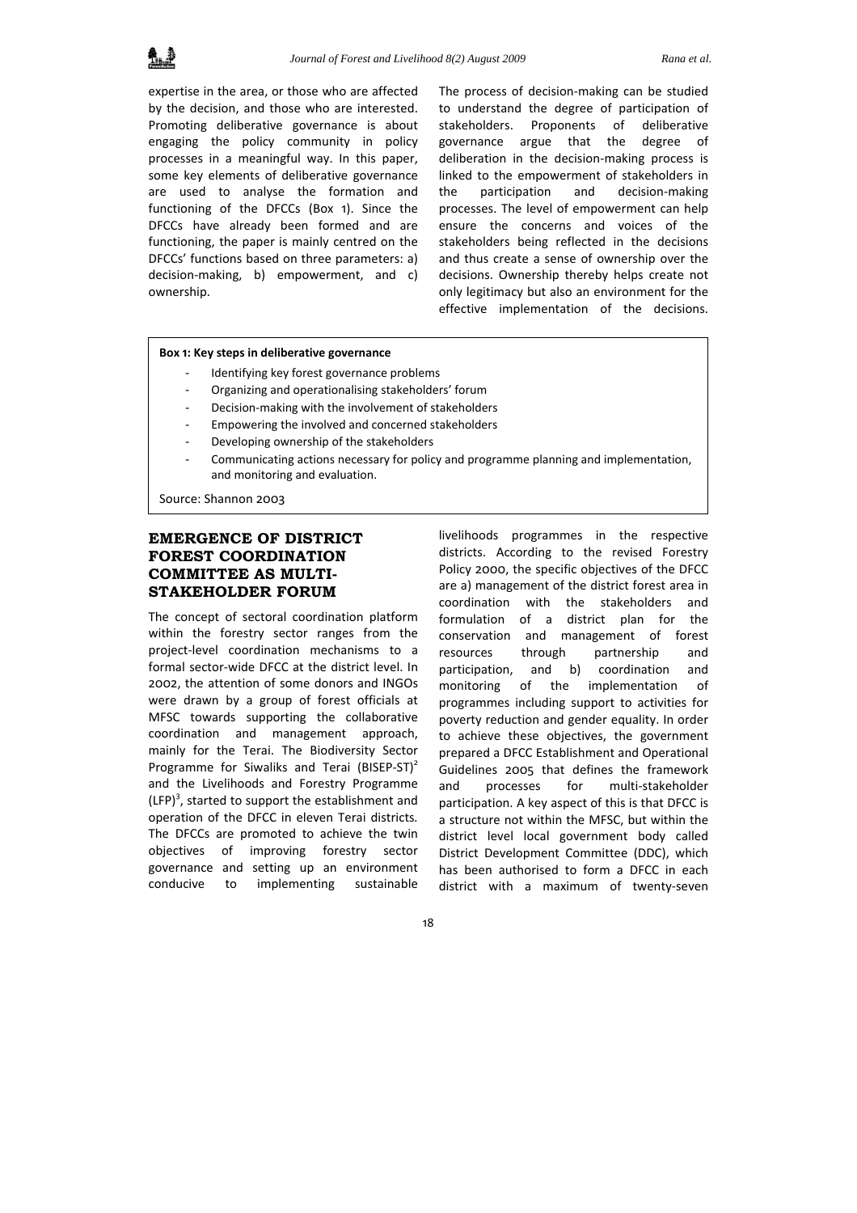expertise in the area, or those who are affected by the decision, and those who are interested. Promoting deliberative governance is about engaging the policy community in policy processes in a meaningful way. In this paper, some key elements of deliberative governance are used to analyse the formation and functioning of the DFCCs (Box 1). Since the DFCCs have already been formed and are functioning, the paper is mainly centred on the DFCCs' functions based on three parameters: a) decision-making, b) empowerment, and c) ownership.

The process of decision-making can be studied to understand the degree of participation of stakeholders. Proponents of deliberative governance argue that the degree of deliberation in the decision-making process is linked to the empowerment of stakeholders in the participation and decision-making processes. The level of empowerment can help ensure the concerns and voices of the stakeholders being reflected in the decisions and thus create a sense of ownership over the decisions. Ownership thereby helps create not only legitimacy but also an environment for the effective implementation of the decisions.

**Box 1: Key steps in deliberative governance**

- Identifying key forest governance problems
- Organizing and operationalising stakeholders' forum
- Decision-making with the involvement of stakeholders
- Empowering the involved and concerned stakeholders
- Developing ownership of the stakeholders
- Communicating actions necessary for policy and programme planning and implementation, and monitoring and evaluation.

Source: Shannon 2003

## EMERGENCE OF DISTRICT FOREST COORDINATION COMMITTEE AS MULTI-STAKEHOLDER FORUM

The concept of sectoral coordination platform within the forestry sector ranges from the project-level coordination mechanisms to a formal sector-wide DFCC at the district level. In 2002, the attention of some donors and INGOs were drawn by a group of forest officials at MFSC towards supporting the collaborative coordination and management approach, mainly for the Terai. The Biodiversity Sector Programme for Siwaliks and Terai (BISEP-ST)[2] and the Livelihoods and Forestry Programme (LFP)[3], started to support the establishment and operation of the DFCC in eleven Terai districts. The DFCCs are promoted to achieve the twin objectives of improving forestry sector governance and setting up an environment conducive to implementing sustainable livelihoods programmes in the respective districts. According to the revised Forestry Policy 2000, the specific objectives of the DFCC are a) management of the district forest area in coordination with the stakeholders and formulation of a district plan for the conservation and management of forest resources through partnership and participation, and b) coordination and monitoring of the implementation of programmes including support to activities for poverty reduction and gender equality. In order to achieve these objectives, the government prepared a DFCC Establishment and Operational Guidelines 2005 that defines the framework and processes for multi-stakeholder participation. A key aspect of this is that DFCC is a structure not within the MFSC, but within the district level local government body called District Development Committee (DDC), which has been authorised to form a DFCC in each district with a maximum of twenty-seven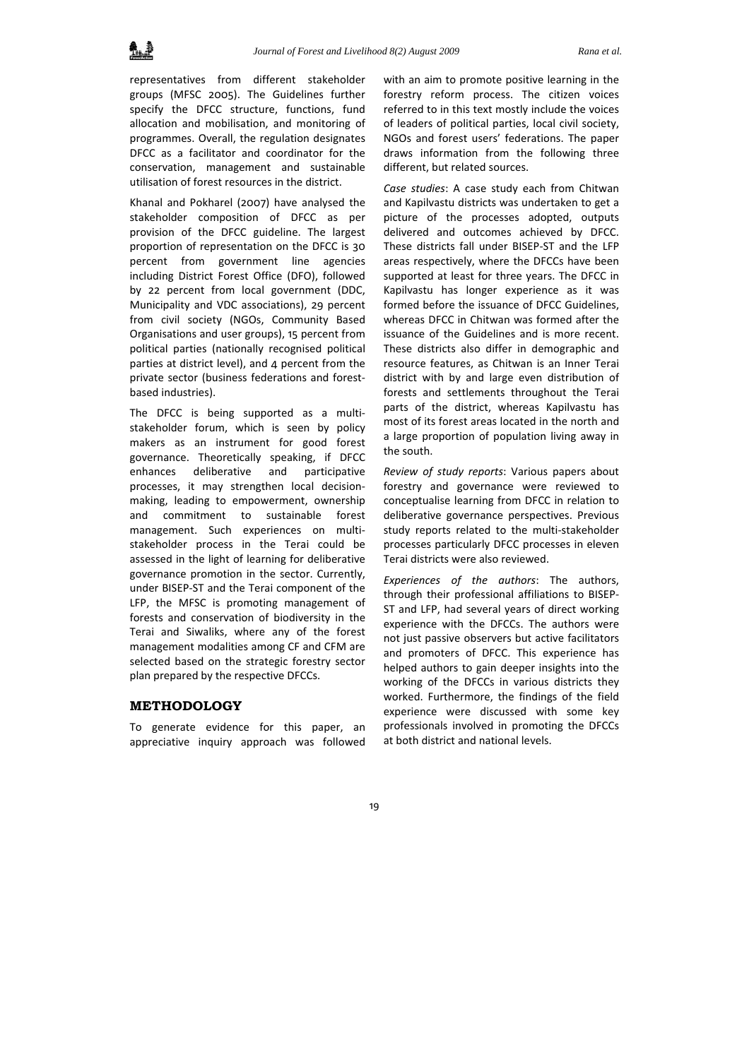representatives from different stakeholder groups (MFSC 2005). The Guidelines further specify the DFCC structure, functions, fund allocation and mobilisation, and monitoring of programmes. Overall, the regulation designates DFCC as a facilitator and coordinator for the conservation, management and sustainable utilisation of forest resources in the district.

Khanal and Pokharel (2007) have analysed the stakeholder composition of DFCC as per provision of the DFCC guideline. The largest proportion of representation on the DFCC is 30 percent from government line agencies including District Forest Office (DFO), followed by 22 percent from local government (DDC, Municipality and VDC associations), 29 percent from civil society (NGOs, Community Based Organisations and user groups), 15 percent from political parties (nationally recognised political parties at district level), and 4 percent from the private sector (business federations and forest-based industries).

The DFCC is being supported as a multi-stakeholder forum, which is seen by policy makers as an instrument for good forest governance. Theoretically speaking, if DFCC enhances deliberative and participative processes, it may strengthen local decision-making, leading to empowerment, ownership and commitment to sustainable forest management. Such experiences on multi-stakeholder process in the Terai could be assessed in the light of learning for deliberative governance promotion in the sector. Currently, under BISEP-ST and the Terai component of the LFP, the MFSC is promoting management of forests and conservation of biodiversity in the Terai and Siwaliks, where any of the forest management modalities among CF and CFM are selected based on the strategic forestry sector plan prepared by the respective DFCCs.

## METHODOLOGY

To generate evidence for this paper, an appreciative inquiry approach was followed with an aim to promote positive learning in the forestry reform process. The citizen voices referred to in this text mostly include the voices of leaders of political parties, local civil society, NGOs and forest users' federations. The paper draws information from the following three different, but related sources.

*Case studies*: A case study each from Chitwan and Kapilvastu districts was undertaken to get a picture of the processes adopted, outputs delivered and outcomes achieved by DFCC. These districts fall under BISEP-ST and the LFP areas respectively, where the DFCCs have been supported at least for three years. The DFCC in Kapilvastu has longer experience as it was formed before the issuance of DFCC Guidelines, whereas DFCC in Chitwan was formed after the issuance of the Guidelines and is more recent. These districts also differ in demographic and resource features, as Chitwan is an Inner Terai district with by and large even distribution of forests and settlements throughout the Terai parts of the district, whereas Kapilvastu has most of its forest areas located in the north and a large proportion of population living away in the south.

*Review of study reports*: Various papers about forestry and governance were reviewed to conceptualise learning from DFCC in relation to deliberative governance perspectives. Previous study reports related to the multi-stakeholder processes particularly DFCC processes in eleven Terai districts were also reviewed.

*Experiences of the authors*: The authors, through their professional affiliations to BISEP-ST and LFP, had several years of direct working experience with the DFCCs. The authors were not just passive observers but active facilitators and promoters of DFCC. This experience has helped authors to gain deeper insights into the working of the DFCCs in various districts they worked. Furthermore, the findings of the field experience were discussed with some key professionals involved in promoting the DFCCs at both district and national levels.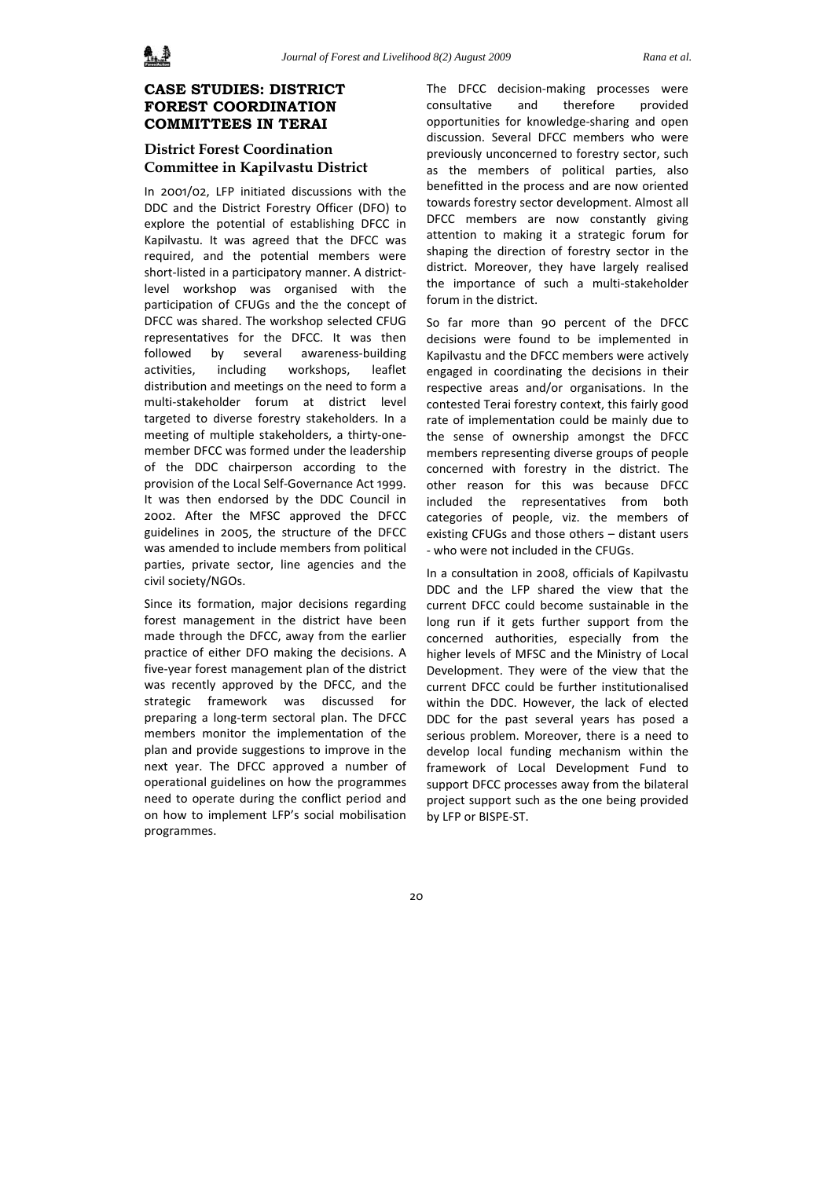## CASE STUDIES: DISTRICT FOREST COORDINATION COMMITTEES IN TERAI

### District Forest Coordination Committee in Kapilvastu District

In 2001/02, LFP initiated discussions with the DDC and the District Forestry Officer (DFO) to explore the potential of establishing DFCC in Kapilvastu. It was agreed that the DFCC was required, and the potential members were short-listed in a participatory manner. A district-level workshop was organised with the participation of CFUGs and the the concept of DFCC was shared. The workshop selected CFUG representatives for the DFCC. It was then followed by several awareness-building activities, including workshops, leaflet distribution and meetings on the need to form a multi-stakeholder forum at district level targeted to diverse forestry stakeholders. In a meeting of multiple stakeholders, a thirty-one-member DFCC was formed under the leadership of the DDC chairperson according to the provision of the Local Self-Governance Act 1999. It was then endorsed by the DDC Council in 2002. After the MFSC approved the DFCC guidelines in 2005, the structure of the DFCC was amended to include members from political parties, private sector, line agencies and the civil society/NGOs.

Since its formation, major decisions regarding forest management in the district have been made through the DFCC, away from the earlier practice of either DFO making the decisions. A five-year forest management plan of the district was recently approved by the DFCC, and the strategic framework was discussed for preparing a long-term sectoral plan. The DFCC members monitor the implementation of the plan and provide suggestions to improve in the next year. The DFCC approved a number of operational guidelines on how the programmes need to operate during the conflict period and on how to implement LFP's social mobilisation programmes.

The DFCC decision-making processes were consultative and therefore provided opportunities for knowledge-sharing and open discussion. Several DFCC members who were previously unconcerned to forestry sector, such as the members of political parties, also benefitted in the process and are now oriented towards forestry sector development. Almost all DFCC members are now constantly giving attention to making it a strategic forum for shaping the direction of forestry sector in the district. Moreover, they have largely realised the importance of such a multi-stakeholder forum in the district.

So far more than 90 percent of the DFCC decisions were found to be implemented in Kapilvastu and the DFCC members were actively engaged in coordinating the decisions in their respective areas and/or organisations. In the contested Terai forestry context, this fairly good rate of implementation could be mainly due to the sense of ownership amongst the DFCC members representing diverse groups of people concerned with forestry in the district. The other reason for this was because DFCC included the representatives from both categories of people, viz. the members of existing CFUGs and those others – distant users - who were not included in the CFUGs.

In a consultation in 2008, officials of Kapilvastu DDC and the LFP shared the view that the current DFCC could become sustainable in the long run if it gets further support from the concerned authorities, especially from the higher levels of MFSC and the Ministry of Local Development. They were of the view that the current DFCC could be further institutionalised within the DDC. However, the lack of elected DDC for the past several years has posed a serious problem. Moreover, there is a need to develop local funding mechanism within the framework of Local Development Fund to support DFCC processes away from the bilateral project support such as the one being provided by LFP or BISPE-ST.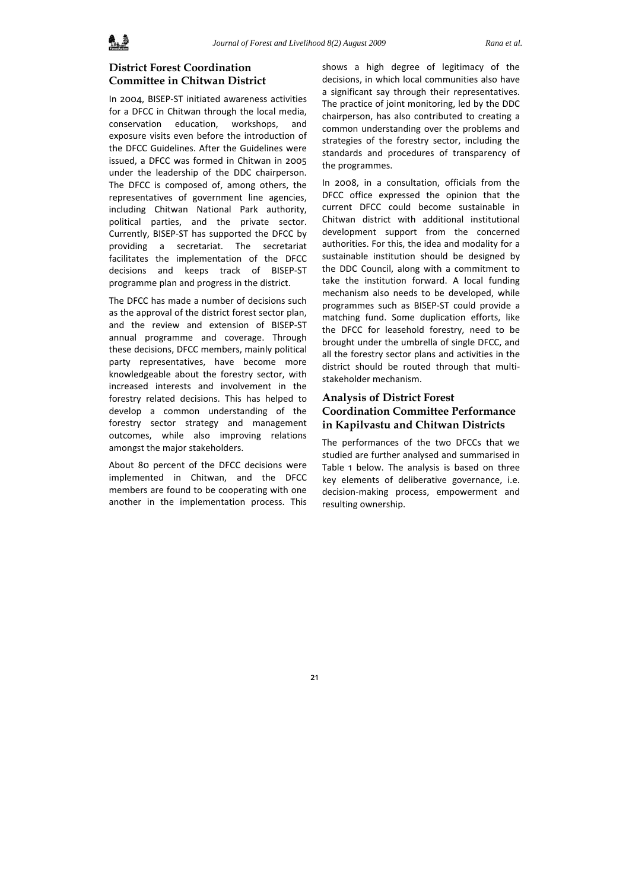## District Forest Coordination Committee in Chitwan District

In 2004, BISEP-ST initiated awareness activities for a DFCC in Chitwan through the local media, conservation education, workshops, and exposure visits even before the introduction of the DFCC Guidelines. After the Guidelines were issued, a DFCC was formed in Chitwan in 2005 under the leadership of the DDC chairperson. The DFCC is composed of, among others, the representatives of government line agencies, including Chitwan National Park authority, political parties, and the private sector. Currently, BISEP-ST has supported the DFCC by providing a secretariat. The secretariat facilitates the implementation of the DFCC decisions and keeps track of BISEP-ST programme plan and progress in the district.

The DFCC has made a number of decisions such as the approval of the district forest sector plan, and the review and extension of BISEP-ST annual programme and coverage. Through these decisions, DFCC members, mainly political party representatives, have become more knowledgeable about the forestry sector, with increased interests and involvement in the forestry related decisions. This has helped to develop a common understanding of the forestry sector strategy and management outcomes, while also improving relations amongst the major stakeholders.

About 80 percent of the DFCC decisions were implemented in Chitwan, and the DFCC members are found to be cooperating with one another in the implementation process. This shows a high degree of legitimacy of the decisions, in which local communities also have a significant say through their representatives. The practice of joint monitoring, led by the DDC chairperson, has also contributed to creating a common understanding over the problems and strategies of the forestry sector, including the standards and procedures of transparency of the programmes.

In 2008, in a consultation, officials from the DFCC office expressed the opinion that the current DFCC could become sustainable in Chitwan district with additional institutional development support from the concerned authorities. For this, the idea and modality for a sustainable institution should be designed by the DDC Council, along with a commitment to take the institution forward. A local funding mechanism also needs to be developed, while programmes such as BISEP-ST could provide a matching fund. Some duplication efforts, like the DFCC for leasehold forestry, need to be brought under the umbrella of single DFCC, and all the forestry sector plans and activities in the district should be routed through that multi-stakeholder mechanism.

## Analysis of District Forest Coordination Committee Performance in Kapilvastu and Chitwan Districts

The performances of the two DFCCs that we studied are further analysed and summarised in Table 1 below. The analysis is based on three key elements of deliberative governance, i.e. decision-making process, empowerment and resulting ownership.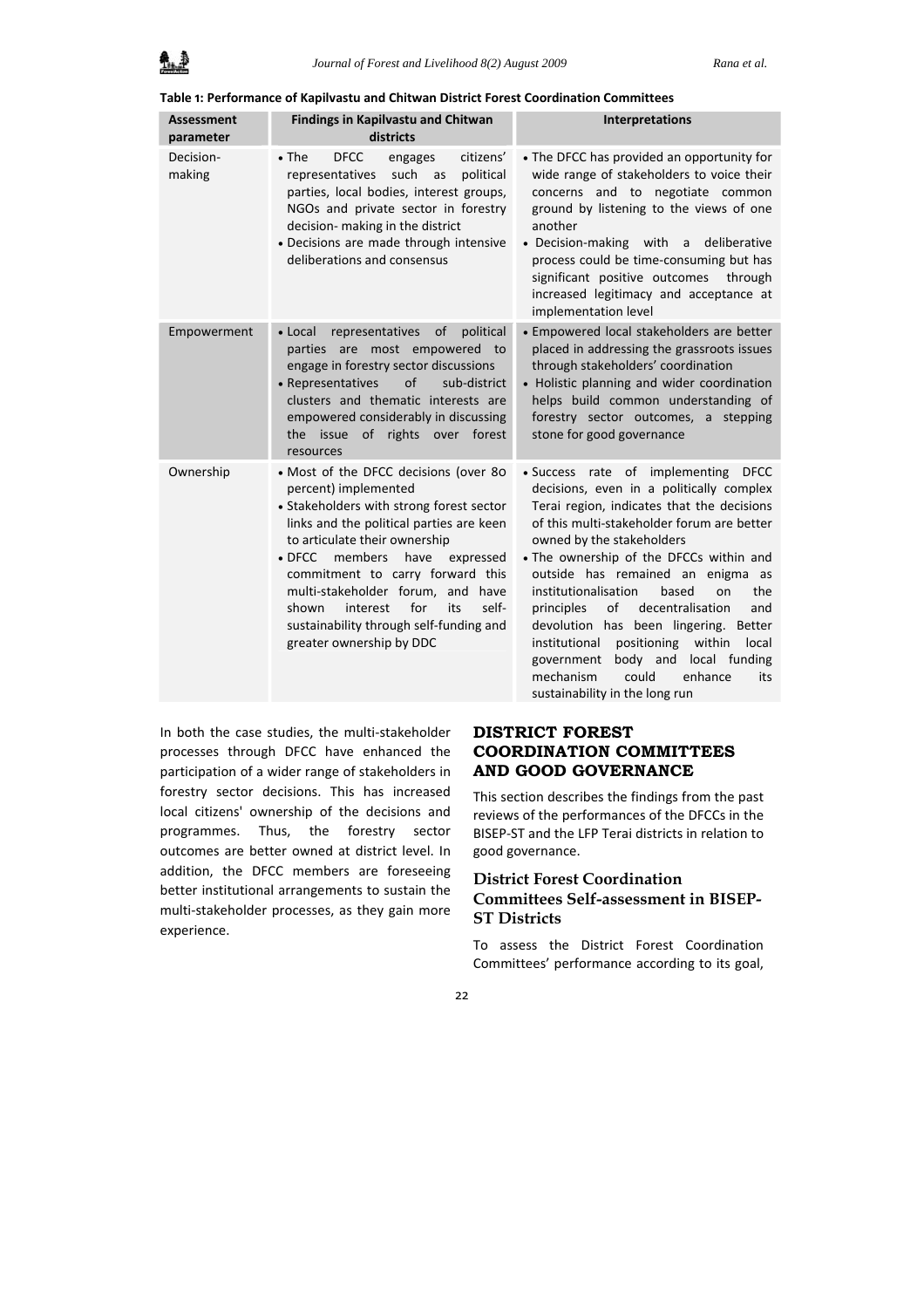**Table 1: Performance of Kapilvastu and Chitwan District Forest Coordination Committees**

| Assessment parameter | Findings in Kapilvastu and Chitwan districts | Interpretations |
|---|---|---|
| Decision-making | • The DFCC engages citizens' representatives such as political parties, local bodies, interest groups, NGOs and private sector in forestry decision- making in the district<br>• Decisions are made through intensive deliberations and consensus | • The DFCC has provided an opportunity for wide range of stakeholders to voice their concerns and to negotiate common ground by listening to the views of one another<br>• Decision-making with a deliberative process could be time-consuming but has significant positive outcomes through increased legitimacy and acceptance at implementation level |
| Empowerment | • Local representatives of political parties are most empowered to engage in forestry sector discussions<br>• Representatives of sub-district clusters and thematic interests are empowered considerably in discussing the issue of rights over forest resources | • Empowered local stakeholders are better placed in addressing the grassroots issues through stakeholders' coordination<br>• Holistic planning and wider coordination helps build common understanding of forestry sector outcomes, a stepping stone for good governance |
| Ownership | • Most of the DFCC decisions (over 80 percent) implemented<br>• Stakeholders with strong forest sector links and the political parties are keen to articulate their ownership<br>• DFCC members have expressed commitment to carry forward this multi-stakeholder forum, and have shown interest for its self-sustainability through self-funding and greater ownership by DDC | • Success rate of implementing DFCC decisions, even in a politically complex Terai region, indicates that the decisions of this multi-stakeholder forum are better owned by the stakeholders<br>• The ownership of the DFCCs within and outside has remained an enigma as institutionalisation based on the principles of decentralisation and devolution has been lingering. Better institutional positioning within local government body and local funding mechanism could enhance its sustainability in the long run |

In both the case studies, the multi-stakeholder processes through DFCC have enhanced the participation of a wider range of stakeholders in forestry sector decisions. This has increased local citizens' ownership of the decisions and programmes. Thus, the forestry sector outcomes are better owned at district level. In addition, the DFCC members are foreseeing better institutional arrangements to sustain the multi-stakeholder processes, as they gain more experience.

## DISTRICT FOREST COORDINATION COMMITTEES AND GOOD GOVERNANCE

This section describes the findings from the past reviews of the performances of the DFCCs in the BISEP-ST and the LFP Terai districts in relation to good governance.

### District Forest Coordination Committees Self-assessment in BISEP-ST Districts

To assess the District Forest Coordination Committees' performance according to its goal,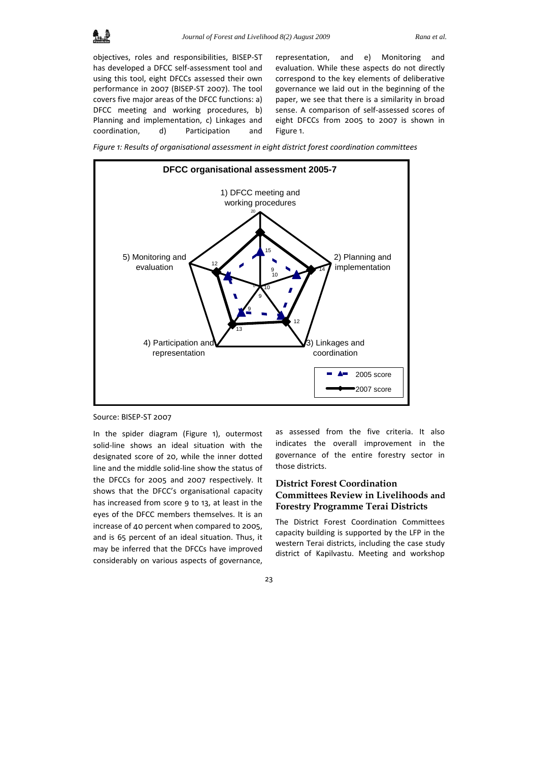objectives, roles and responsibilities, BISEP-ST has developed a DFCC self-assessment tool and using this tool, eight DFCCs assessed their own performance in 2007 (BISEP-ST 2007). The tool covers five major areas of the DFCC functions: a) DFCC meeting and working procedures, b) Planning and implementation, c) Linkages and coordination, d) Participation and representation, and e) Monitoring and evaluation. While these aspects do not directly correspond to the key elements of deliberative governance we laid out in the beginning of the paper, we see that there is a similarity in broad sense. A comparison of self-assessed scores of eight DFCCs from 2005 to 2007 is shown in Figure 1.

*Figure 1: Results of organisational assessment in eight district forest coordination committees*

Source: BISEP-ST 2007

In the spider diagram (Figure 1), outermost solid-line shows an ideal situation with the designated score of 20, while the inner dotted line and the middle solid-line show the status of the DFCCs for 2005 and 2007 respectively. It shows that the DFCC's organisational capacity has increased from score 9 to 13, at least in the eyes of the DFCC members themselves. It is an increase of 40 percent when compared to 2005, and is 65 percent of an ideal situation. Thus, it may be inferred that the DFCCs have improved considerably on various aspects of governance, as assessed from the five criteria. It also indicates the overall improvement in the governance of the entire forestry sector in those districts.

## District Forest Coordination Committees Review in Livelihoods and Forestry Programme Terai Districts

The District Forest Coordination Committees capacity building is supported by the LFP in the western Terai districts, including the case study district of Kapilvastu. Meeting and workshop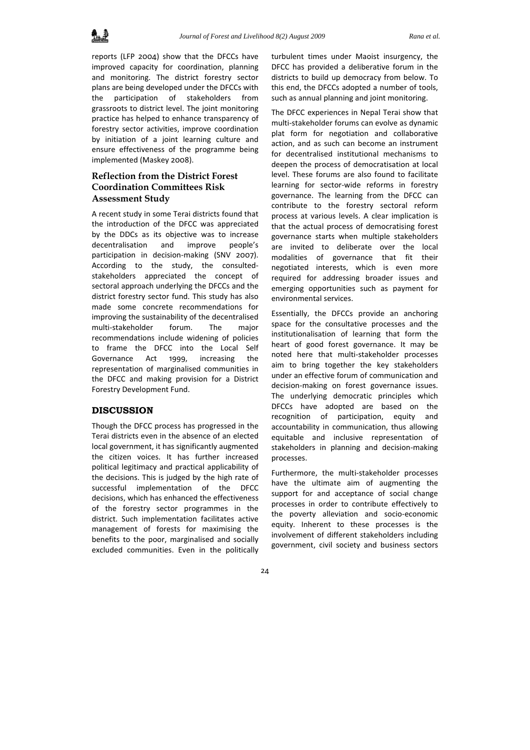reports (LFP 2004) show that the DFCCs have improved capacity for coordination, planning and monitoring. The district forestry sector plans are being developed under the DFCCs with the participation of stakeholders from grassroots to district level. The joint monitoring practice has helped to enhance transparency of forestry sector activities, improve coordination by initiation of a joint learning culture and ensure effectiveness of the programme being implemented (Maskey 2008).

## Reflection from the District Forest Coordination Committees Risk Assessment Study

A recent study in some Terai districts found that the introduction of the DFCC was appreciated by the DDCs as its objective was to increase decentralisation and improve people's participation in decision-making (SNV 2007). According to the study, the consulted-stakeholders appreciated the concept of sectoral approach underlying the DFCCs and the district forestry sector fund. This study has also made some concrete recommendations for improving the sustainability of the decentralised multi-stakeholder forum. The major recommendations include widening of policies to frame the DFCC into the Local Self Governance Act 1999, increasing the representation of marginalised communities in the DFCC and making provision for a District Forestry Development Fund.

# DISCUSSION

Though the DFCC process has progressed in the Terai districts even in the absence of an elected local government, it has significantly augmented the citizen voices. It has further increased political legitimacy and practical applicability of the decisions. This is judged by the high rate of successful implementation of the DFCC decisions, which has enhanced the effectiveness of the forestry sector programmes in the district. Such implementation facilitates active management of forests for maximising the benefits to the poor, marginalised and socially excluded communities. Even in the politically turbulent times under Maoist insurgency, the DFCC has provided a deliberative forum in the districts to build up democracy from below. To this end, the DFCCs adopted a number of tools, such as annual planning and joint monitoring.

The DFCC experiences in Nepal Terai show that multi-stakeholder forums can evolve as dynamic plat form for negotiation and collaborative action, and as such can become an instrument for decentralised institutional mechanisms to deepen the process of democratisation at local level. These forums are also found to facilitate learning for sector-wide reforms in forestry governance. The learning from the DFCC can contribute to the forestry sectoral reform process at various levels. A clear implication is that the actual process of democratising forest governance starts when multiple stakeholders are invited to deliberate over the local modalities of governance that fit their negotiated interests, which is even more required for addressing broader issues and emerging opportunities such as payment for environmental services.

Essentially, the DFCCs provide an anchoring space for the consultative processes and the institutionalisation of learning that form the heart of good forest governance. It may be noted here that multi-stakeholder processes aim to bring together the key stakeholders under an effective forum of communication and decision-making on forest governance issues. The underlying democratic principles which DFCCs have adopted are based on the recognition of participation, equity and accountability in communication, thus allowing equitable and inclusive representation of stakeholders in planning and decision-making processes.

Furthermore, the multi-stakeholder processes have the ultimate aim of augmenting the support for and acceptance of social change processes in order to contribute effectively to the poverty alleviation and socio-economic equity. Inherent to these processes is the involvement of different stakeholders including government, civil society and business sectors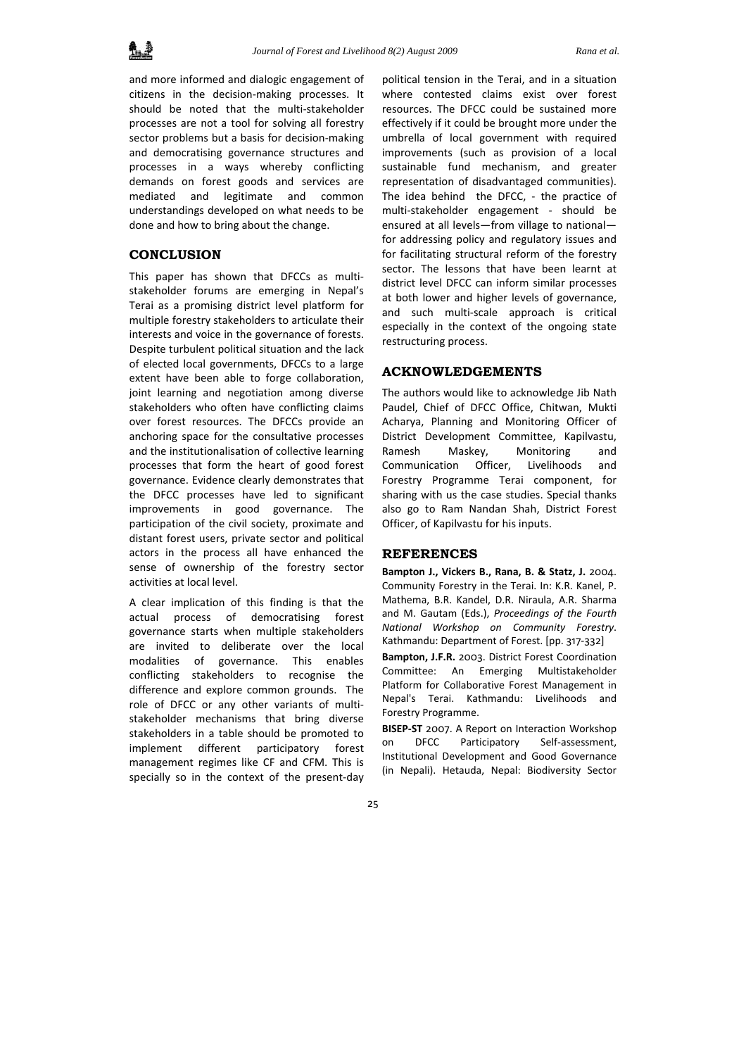and more informed and dialogic engagement of citizens in the decision-making processes. It should be noted that the multi-stakeholder processes are not a tool for solving all forestry sector problems but a basis for decision-making and democratising governance structures and processes in a ways whereby conflicting demands on forest goods and services are mediated and legitimate and common understandings developed on what needs to be done and how to bring about the change.

## CONCLUSION

This paper has shown that DFCCs as multi-stakeholder forums are emerging in Nepal's Terai as a promising district level platform for multiple forestry stakeholders to articulate their interests and voice in the governance of forests. Despite turbulent political situation and the lack of elected local governments, DFCCs to a large extent have been able to forge collaboration, joint learning and negotiation among diverse stakeholders who often have conflicting claims over forest resources. The DFCCs provide an anchoring space for the consultative processes and the institutionalisation of collective learning processes that form the heart of good forest governance. Evidence clearly demonstrates that the DFCC processes have led to significant improvements in good governance. The participation of the civil society, proximate and distant forest users, private sector and political actors in the process all have enhanced the sense of ownership of the forestry sector activities at local level.

A clear implication of this finding is that the actual process of democratising forest governance starts when multiple stakeholders are invited to deliberate over the local modalities of governance. This enables conflicting stakeholders to recognise the difference and explore common grounds. The role of DFCC or any other variants of multi-stakeholder mechanisms that bring diverse stakeholders in a table should be promoted to implement different participatory forest management regimes like CF and CFM. This is specially so in the context of the present-day political tension in the Terai, and in a situation where contested claims exist over forest resources. The DFCC could be sustained more effectively if it could be brought more under the umbrella of local government with required improvements (such as provision of a local sustainable fund mechanism, and greater representation of disadvantaged communities). The idea behind the DFCC, - the practice of multi-stakeholder engagement - should be ensured at all levels—from village to national—for addressing policy and regulatory issues and for facilitating structural reform of the forestry sector. The lessons that have been learnt at district level DFCC can inform similar processes at both lower and higher levels of governance, and such multi-scale approach is critical especially in the context of the ongoing state restructuring process.

## ACKNOWLEDGEMENTS

The authors would like to acknowledge Jib Nath Paudel, Chief of DFCC Office, Chitwan, Mukti Acharya, Planning and Monitoring Officer of District Development Committee, Kapilvastu, Ramesh Maskey, Monitoring and Communication Officer, Livelihoods and Forestry Programme Terai component, for sharing with us the case studies. Special thanks also go to Ram Nandan Shah, District Forest Officer, of Kapilvastu for his inputs.

## REFERENCES

**Bampton J., Vickers B., Rana, B. & Statz, J.** 2004. Community Forestry in the Terai. In: K.R. Kanel, P. Mathema, B.R. Kandel, D.R. Niraula, A.R. Sharma and M. Gautam (Eds.), *Proceedings of the Fourth National Workshop on Community Forestry*. Kathmandu: Department of Forest. [pp. 317-332]

**Bampton, J.F.R.** 2003. District Forest Coordination Committee: An Emerging Multistakeholder Platform for Collaborative Forest Management in Nepal's Terai. Kathmandu: Livelihoods and Forestry Programme.

**BISEP-ST** 2007. A Report on Interaction Workshop on DFCC Participatory Self-assessment, Institutional Development and Good Governance (in Nepali). Hetauda, Nepal: Biodiversity Sector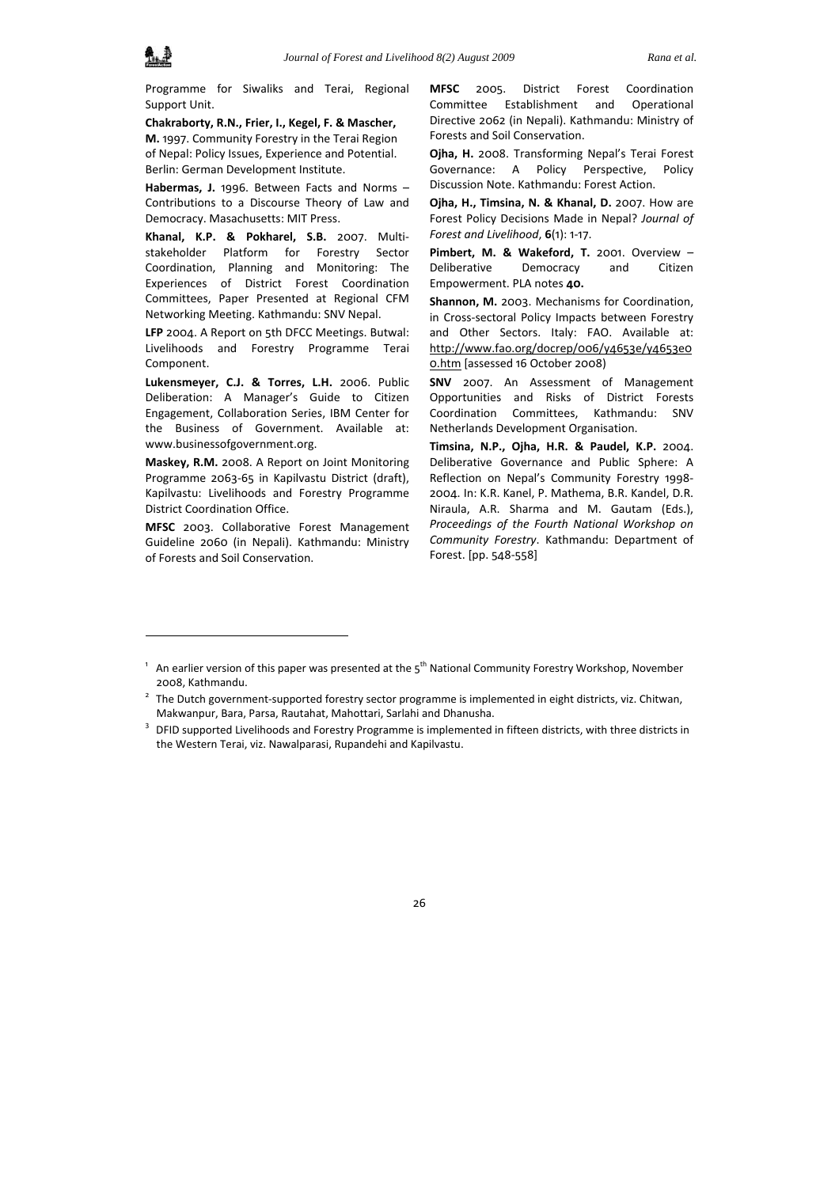Programme for Siwaliks and Terai, Regional Support Unit.

**Chakraborty, R.N., Frier, I., Kegel, F. & Mascher, M.** 1997. Community Forestry in the Terai Region of Nepal: Policy Issues, Experience and Potential. Berlin: German Development Institute.

**Habermas, J.** 1996. Between Facts and Norms – Contributions to a Discourse Theory of Law and Democracy. Masachusetts: MIT Press.

**Khanal, K.P. & Pokharel, S.B.** 2007. Multi-stakeholder Platform for Forestry Sector Coordination, Planning and Monitoring: The Experiences of District Forest Coordination Committees, Paper Presented at Regional CFM Networking Meeting. Kathmandu: SNV Nepal.

**LFP** 2004. A Report on 5th DFCC Meetings. Butwal: Livelihoods and Forestry Programme Terai Component.

**Lukensmeyer, C.J. & Torres, L.H.** 2006. Public Deliberation: A Manager's Guide to Citizen Engagement, Collaboration Series, IBM Center for the Business of Government. Available at: www.businessofgovernment.org.

**Maskey, R.M.** 2008. A Report on Joint Monitoring Programme 2063-65 in Kapilvastu District (draft), Kapilvastu: Livelihoods and Forestry Programme District Coordination Office.

**MFSC** 2003. Collaborative Forest Management Guideline 2060 (in Nepali). Kathmandu: Ministry of Forests and Soil Conservation.

**MFSC** 2005. District Forest Coordination Committee Establishment and Operational Directive 2062 (in Nepali). Kathmandu: Ministry of Forests and Soil Conservation.

**Ojha, H.** 2008. Transforming Nepal's Terai Forest Governance: A Policy Perspective, Policy Discussion Note. Kathmandu: Forest Action.

**Ojha, H., Timsina, N. & Khanal, D.** 2007. How are Forest Policy Decisions Made in Nepal? *Journal of Forest and Livelihood*, **6**(1): 1-17.

**Pimbert, M. & Wakeford, T.** 2001. Overview – Deliberative Democracy and Citizen Empowerment. PLA notes **40.**

**Shannon, M.** 2003. Mechanisms for Coordination, in Cross-sectoral Policy Impacts between Forestry and Other Sectors. Italy: FAO. Available at: http://www.fao.org/docrep/006/y4653e/y4653e00.htm [assessed 16 October 2008)

**SNV** 2007. An Assessment of Management Opportunities and Risks of District Forests Coordination Committees, Kathmandu: SNV Netherlands Development Organisation.

**Timsina, N.P., Ojha, H.R. & Paudel, K.P.** 2004. Deliberative Governance and Public Sphere: A Reflection on Nepal's Community Forestry 1998-2004. In: K.R. Kanel, P. Mathema, B.R. Kandel, D.R. Niraula, A.R. Sharma and M. Gautam (Eds.), *Proceedings of the Fourth National Workshop on Community Forestry*. Kathmandu: Department of Forest. [pp. 548-558]

---

[1] An earlier version of this paper was presented at the 5th National Community Forestry Workshop, November 2008, Kathmandu.

[2] The Dutch government-supported forestry sector programme is implemented in eight districts, viz. Chitwan, Makwanpur, Bara, Parsa, Rautahat, Mahottari, Sarlahi and Dhanusha.

[3] DFID supported Livelihoods and Forestry Programme is implemented in fifteen districts, with three districts in the Western Terai, viz. Nawalparasi, Rupandehi and Kapilvastu.